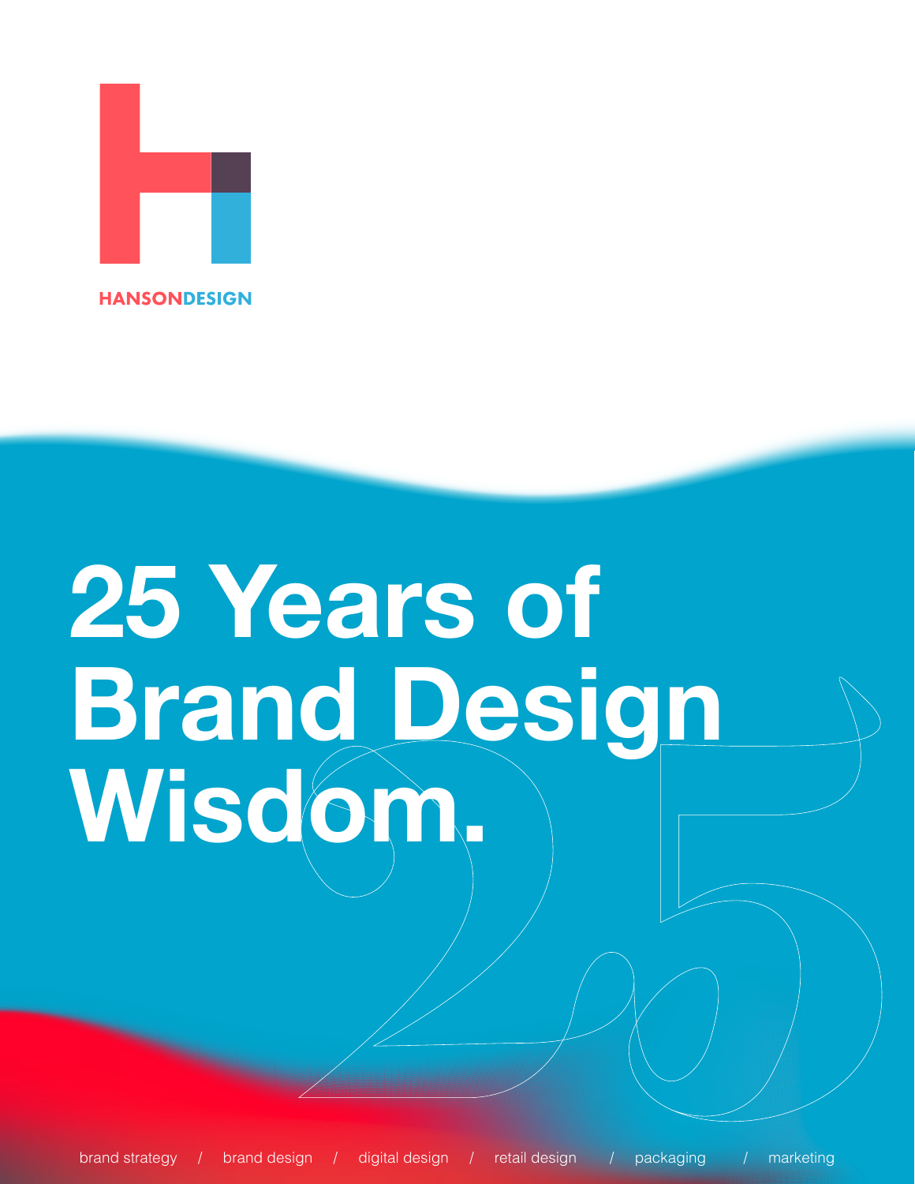HANSONDESIGN

# 25 Years of Brand Design Wisdom.

brand strategy / brand design / digital design / retail design / packaging / marketing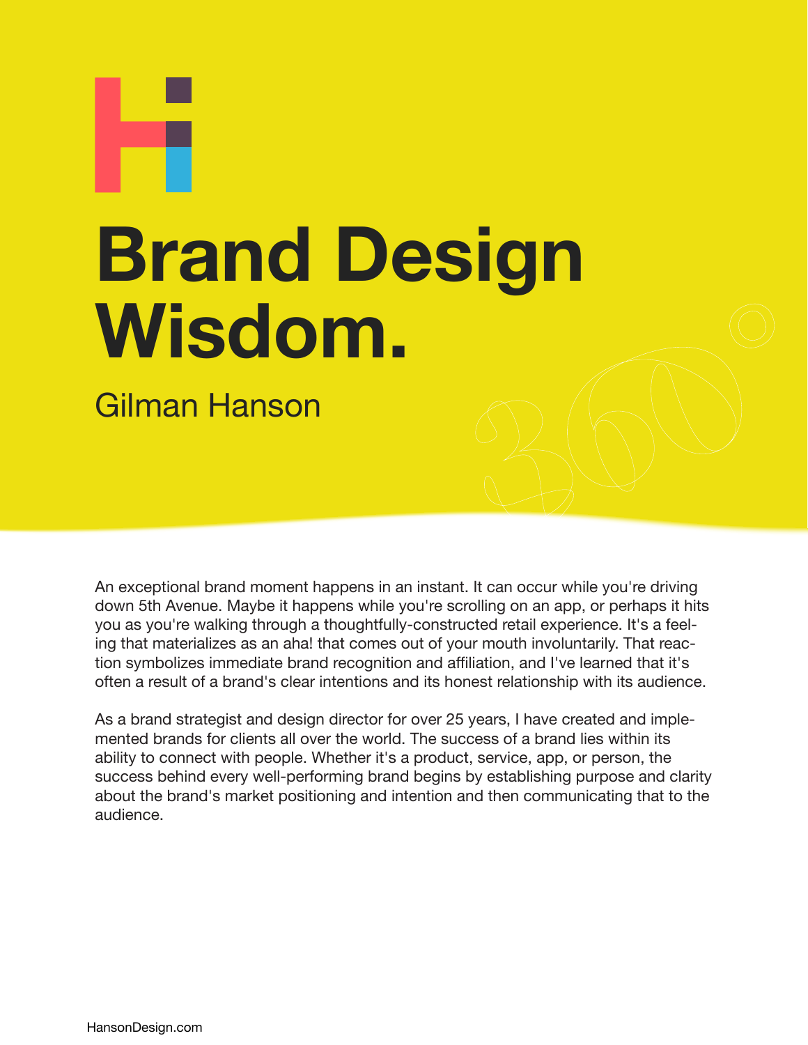# Brand Design Wisdom.

Gilman Hanson

An exceptional brand moment happens in an instant. It can occur while you're driving down 5th Avenue. Maybe it happens while you're scrolling on an app, or perhaps it hits you as you're walking through a thoughtfully-constructed retail experience. It's a feeling that materializes as an aha! that comes out of your mouth involuntarily. That reaction symbolizes immediate brand recognition and affiliation, and I've learned that it's often a result of a brand's clear intentions and its honest relationship with its audience.

As a brand strategist and design director for over 25 years, I have created and implemented brands for clients all over the world. The success of a brand lies within its ability to connect with people. Whether it's a product, service, app, or person, the success behind every well-performing brand begins by establishing purpose and clarity about the brand's market positioning and intention and then communicating that to the audience.

HansonDesign.com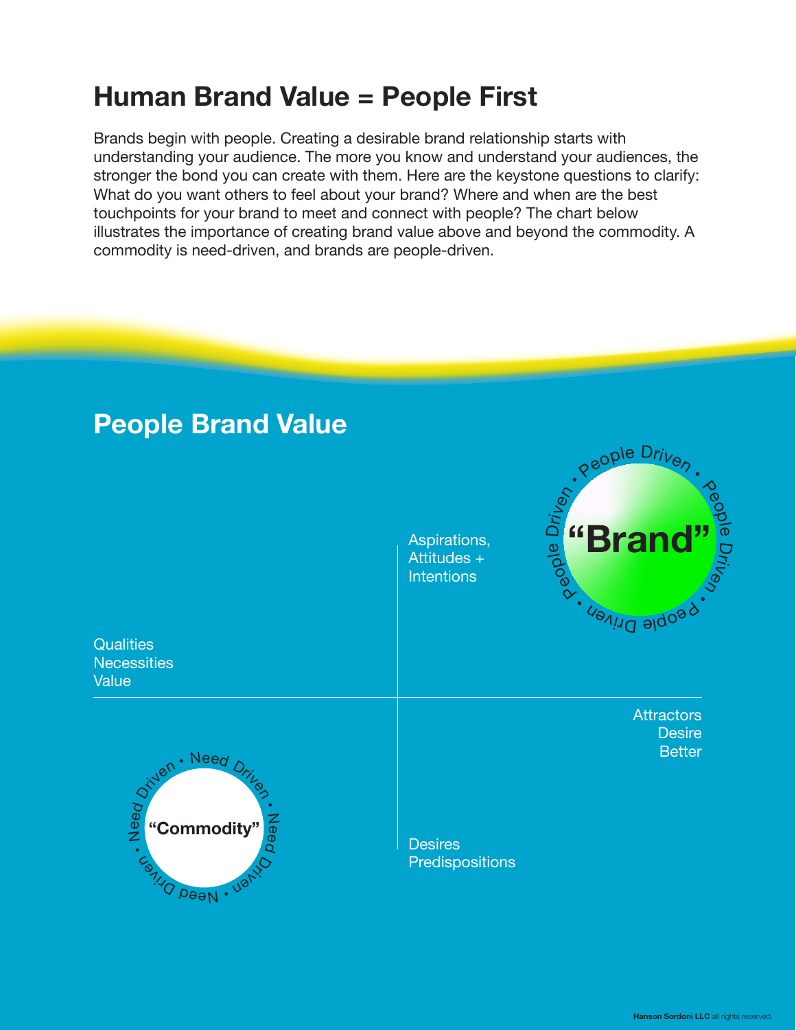# Human Brand Value = People First

Brands begin with people. Creating a desirable brand relationship starts with understanding your audience. The more you know and understand your audiences, the stronger the bond you can create with them. Here are the keystone questions to clarify: What do you want others to feel about your brand? Where and when are the best touchpoints for your brand to meet and connect with people? The chart below illustrates the importance of creating brand value above and beyond the commodity. A commodity is need-driven, and brands are people-driven.

## People Brand Value

Aspirations, Attitudes + Intentions

People Driven • People Driven • People Driven • People Driven •

"Brand"

Qualities
Necessities
Value

Attractors
Desire
Better

Need Driven • Need Driven • Need Driven • Need Driven •

"Commodity"

Desires
Predispositions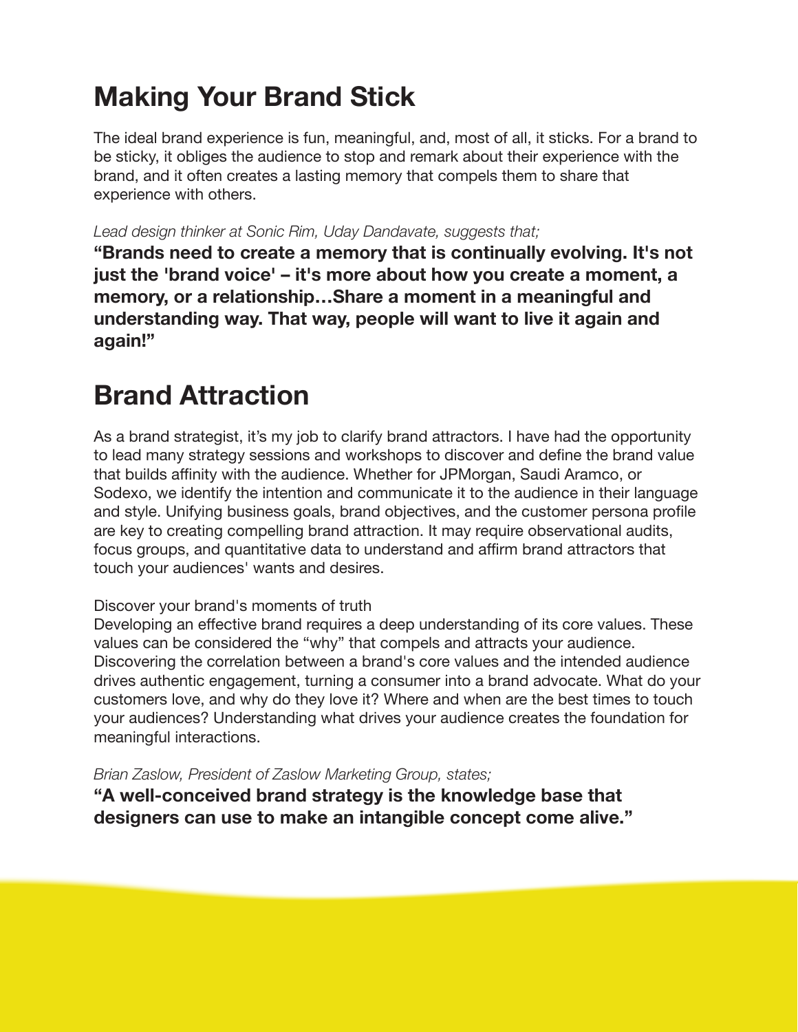## Making Your Brand Stick

The ideal brand experience is fun, meaningful, and, most of all, it sticks. For a brand to be sticky, it obliges the audience to stop and remark about their experience with the brand, and it often creates a lasting memory that compels them to share that experience with others.

*Lead design thinker at Sonic Rim, Uday Dandavate, suggests that;*

**“Brands need to create a memory that is continually evolving. It's not just the 'brand voice' – it's more about how you create a moment, a memory, or a relationship…Share a moment in a meaningful and understanding way. That way, people will want to live it again and again!”**

## Brand Attraction

As a brand strategist, it’s my job to clarify brand attractors. I have had the opportunity to lead many strategy sessions and workshops to discover and define the brand value that builds affinity with the audience. Whether for JPMorgan, Saudi Aramco, or Sodexo, we identify the intention and communicate it to the audience in their language and style. Unifying business goals, brand objectives, and the customer persona profile are key to creating compelling brand attraction. It may require observational audits, focus groups, and quantitative data to understand and affirm brand attractors that touch your audiences' wants and desires.

Discover your brand's moments of truth
Developing an effective brand requires a deep understanding of its core values. These values can be considered the “why” that compels and attracts your audience. Discovering the correlation between a brand's core values and the intended audience drives authentic engagement, turning a consumer into a brand advocate. What do your customers love, and why do they love it? Where and when are the best times to touch your audiences? Understanding what drives your audience creates the foundation for meaningful interactions.

*Brian Zaslow, President of Zaslow Marketing Group, states;*

**“A well-conceived brand strategy is the knowledge base that designers can use to make an intangible concept come alive.”**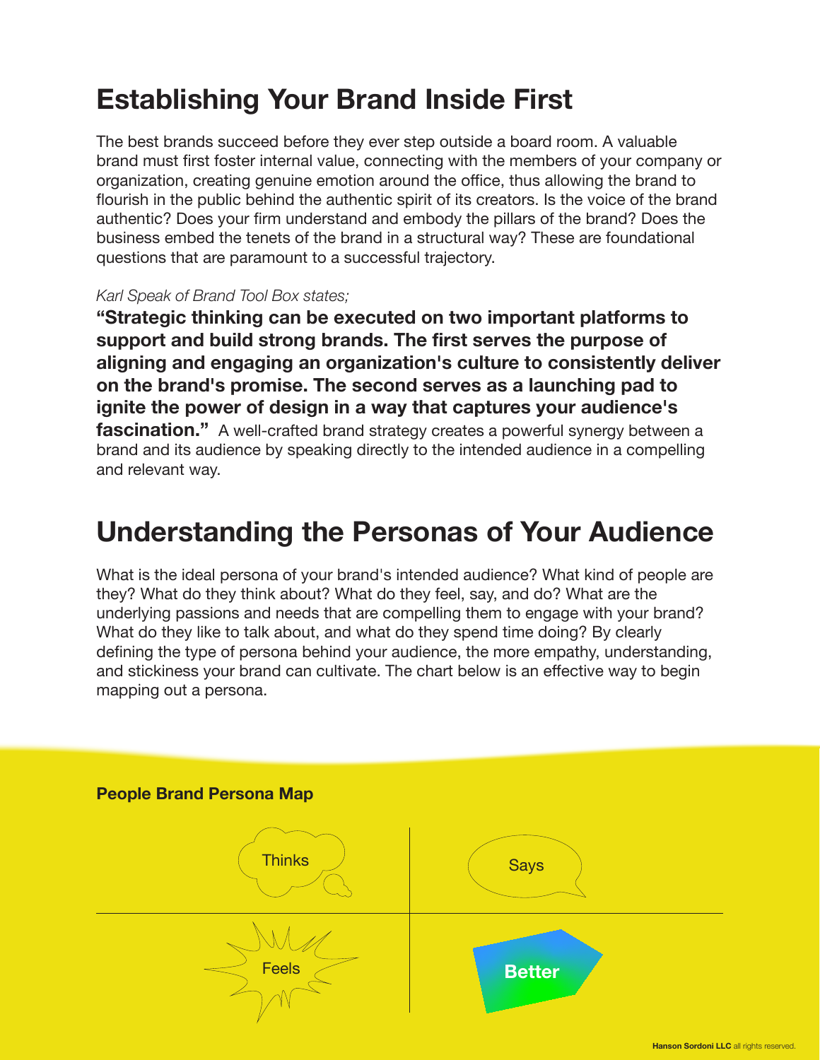## Establishing Your Brand Inside First

The best brands succeed before they ever step outside a board room. A valuable brand must first foster internal value, connecting with the members of your company or organization, creating genuine emotion around the office, thus allowing the brand to flourish in the public behind the authentic spirit of its creators. Is the voice of the brand authentic? Does your firm understand and embody the pillars of the brand? Does the business embed the tenets of the brand in a structural way? These are foundational questions that are paramount to a successful trajectory.

*Karl Speak of Brand Tool Box states;*

**"Strategic thinking can be executed on two important platforms to support and build strong brands. The first serves the purpose of aligning and engaging an organization's culture to consistently deliver on the brand's promise. The second serves as a launching pad to ignite the power of design in a way that captures your audience's fascination."** A well-crafted brand strategy creates a powerful synergy between a brand and its audience by speaking directly to the intended audience in a compelling and relevant way.

## Understanding the Personas of Your Audience

What is the ideal persona of your brand's intended audience? What kind of people are they? What do they think about? What do they feel, say, and do? What are the underlying passions and needs that are compelling them to engage with your brand? What do they like to talk about, and what do they spend time doing? By clearly defining the type of persona behind your audience, the more empathy, understanding, and stickiness your brand can cultivate. The chart below is an effective way to begin mapping out a persona.

**People Brand Persona Map**

| Thinks | Says |
| --- | --- |
| Feels | Better |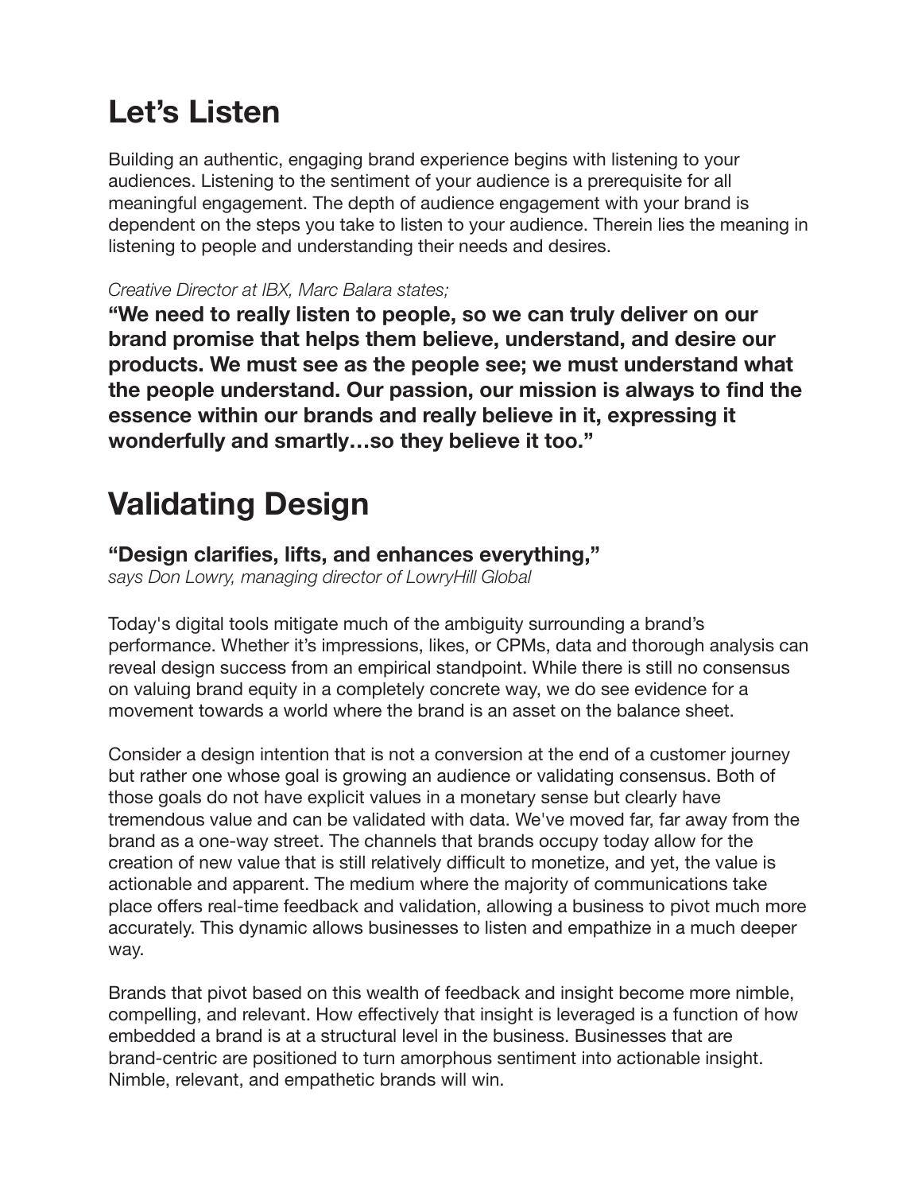## Let's Listen

Building an authentic, engaging brand experience begins with listening to your audiences. Listening to the sentiment of your audience is a prerequisite for all meaningful engagement. The depth of audience engagement with your brand is dependent on the steps you take to listen to your audience. Therein lies the meaning in listening to people and understanding their needs and desires.

*Creative Director at IBX, Marc Balara states;*

**"We need to really listen to people, so we can truly deliver on our brand promise that helps them believe, understand, and desire our products. We must see as the people see; we must understand what the people understand. Our passion, our mission is always to find the essence within our brands and really believe in it, expressing it wonderfully and smartly…so they believe it too."**

## Validating Design

**"Design clarifies, lifts, and enhances everything,"**
*says Don Lowry, managing director of LowryHill Global*

Today's digital tools mitigate much of the ambiguity surrounding a brand's performance. Whether it's impressions, likes, or CPMs, data and thorough analysis can reveal design success from an empirical standpoint. While there is still no consensus on valuing brand equity in a completely concrete way, we do see evidence for a movement towards a world where the brand is an asset on the balance sheet.

Consider a design intention that is not a conversion at the end of a customer journey but rather one whose goal is growing an audience or validating consensus. Both of those goals do not have explicit values in a monetary sense but clearly have tremendous value and can be validated with data. We've moved far, far away from the brand as a one-way street. The channels that brands occupy today allow for the creation of new value that is still relatively difficult to monetize, and yet, the value is actionable and apparent. The medium where the majority of communications take place offers real-time feedback and validation, allowing a business to pivot much more accurately. This dynamic allows businesses to listen and empathize in a much deeper way.

Brands that pivot based on this wealth of feedback and insight become more nimble, compelling, and relevant. How effectively that insight is leveraged is a function of how embedded a brand is at a structural level in the business. Businesses that are brand-centric are positioned to turn amorphous sentiment into actionable insight. Nimble, relevant, and empathetic brands will win.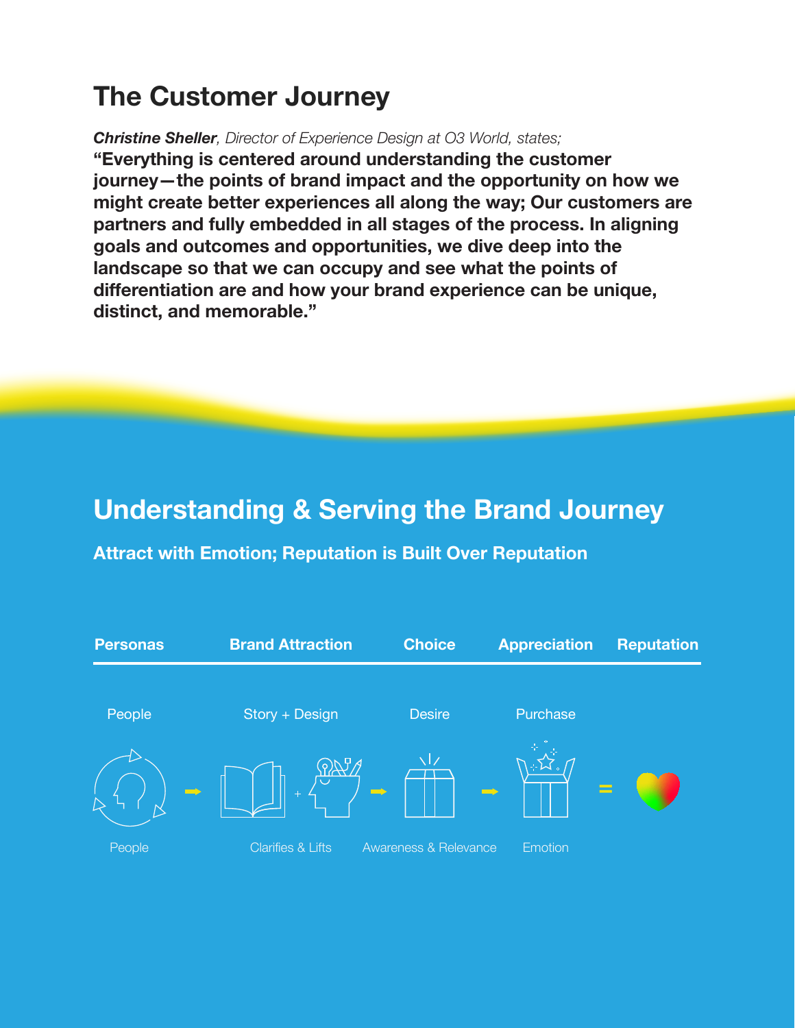# The Customer Journey

***Christine Sheller**, Director of Experience Design at O3 World, states;*

**"Everything is centered around understanding the customer journey—the points of brand impact and the opportunity on how we might create better experiences all along the way; Our customers are partners and fully embedded in all stages of the process. In aligning goals and outcomes and opportunities, we dive deep into the landscape so that we can occupy and see what the points of differentiation are and how your brand experience can be unique, distinct, and memorable."**

## Understanding & Serving the Brand Journey

### Attract with Emotion; Reputation is Built Over Reputation

| Personas | Brand Attraction | Choice | Appreciation | Reputation |
|---|---|---|---|---|
| People | Story + Design | Desire | Purchase | |
| People | Clarifies & Lifts | Awareness & Relevance | Emotion | |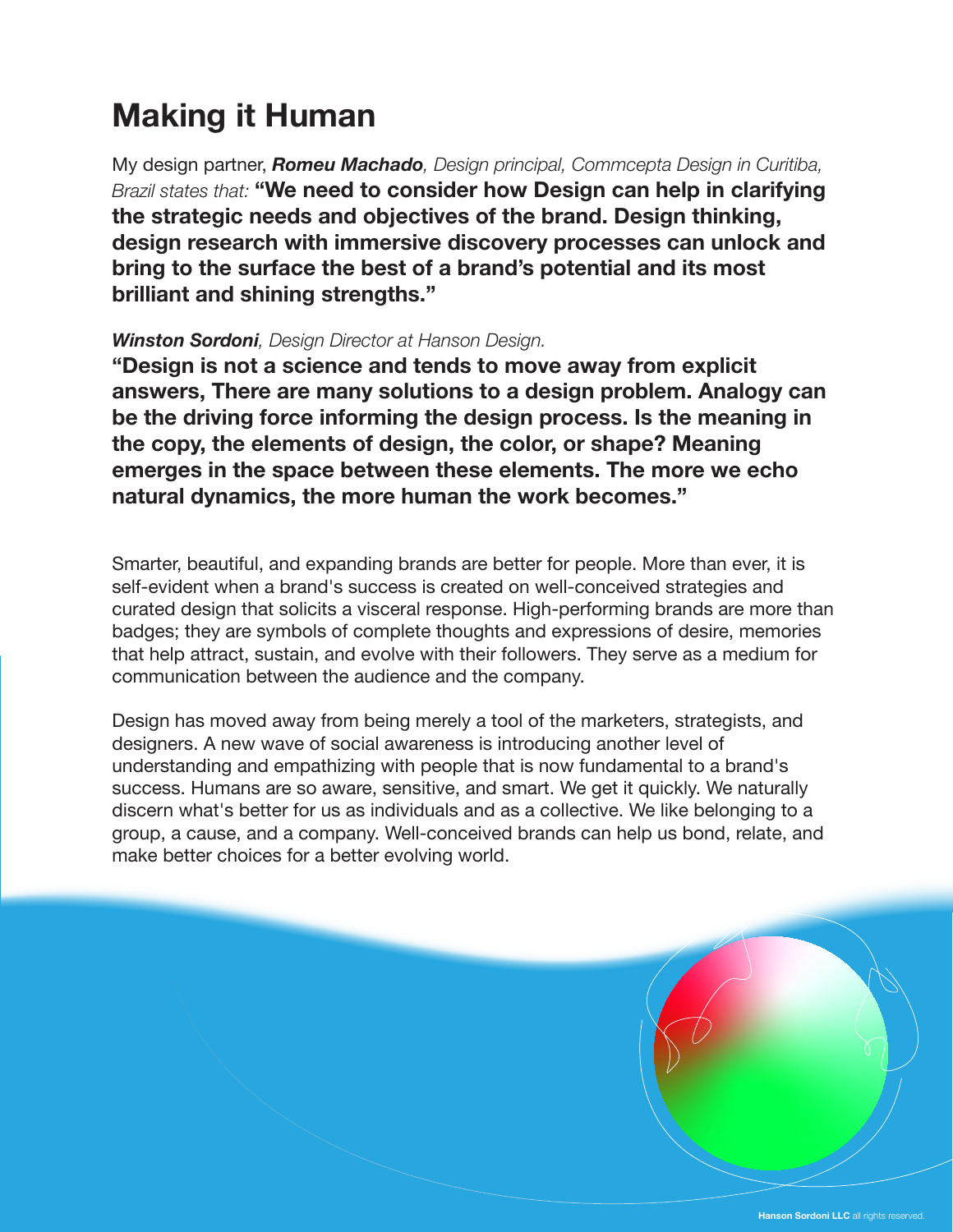# Making it Human

My design partner, ***Romeu Machado***, *Design principal, Commcepta Design in Curitiba, Brazil states that:* **"We need to consider how Design can help in clarifying the strategic needs and objectives of the brand. Design thinking, design research with immersive discovery processes can unlock and bring to the surface the best of a brand's potential and its most brilliant and shining strengths."**

***Winston Sordoni***, *Design Director at Hanson Design.*

**"Design is not a science and tends to move away from explicit answers, There are many solutions to a design problem. Analogy can be the driving force informing the design process. Is the meaning in the copy, the elements of design, the color, or shape? Meaning emerges in the space between these elements. The more we echo natural dynamics, the more human the work becomes."**

Smarter, beautiful, and expanding brands are better for people. More than ever, it is self-evident when a brand's success is created on well-conceived strategies and curated design that solicits a visceral response. High-performing brands are more than badges; they are symbols of complete thoughts and expressions of desire, memories that help attract, sustain, and evolve with their followers. They serve as a medium for communication between the audience and the company.

Design has moved away from being merely a tool of the marketers, strategists, and designers. A new wave of social awareness is introducing another level of understanding and empathizing with people that is now fundamental to a brand's success. Humans are so aware, sensitive, and smart. We get it quickly. We naturally discern what's better for us as individuals and as a collective. We like belonging to a group, a cause, and a company. Well-conceived brands can help us bond, relate, and make better choices for a better evolving world.

**Hanson Sordoni LLC** all rights reserved.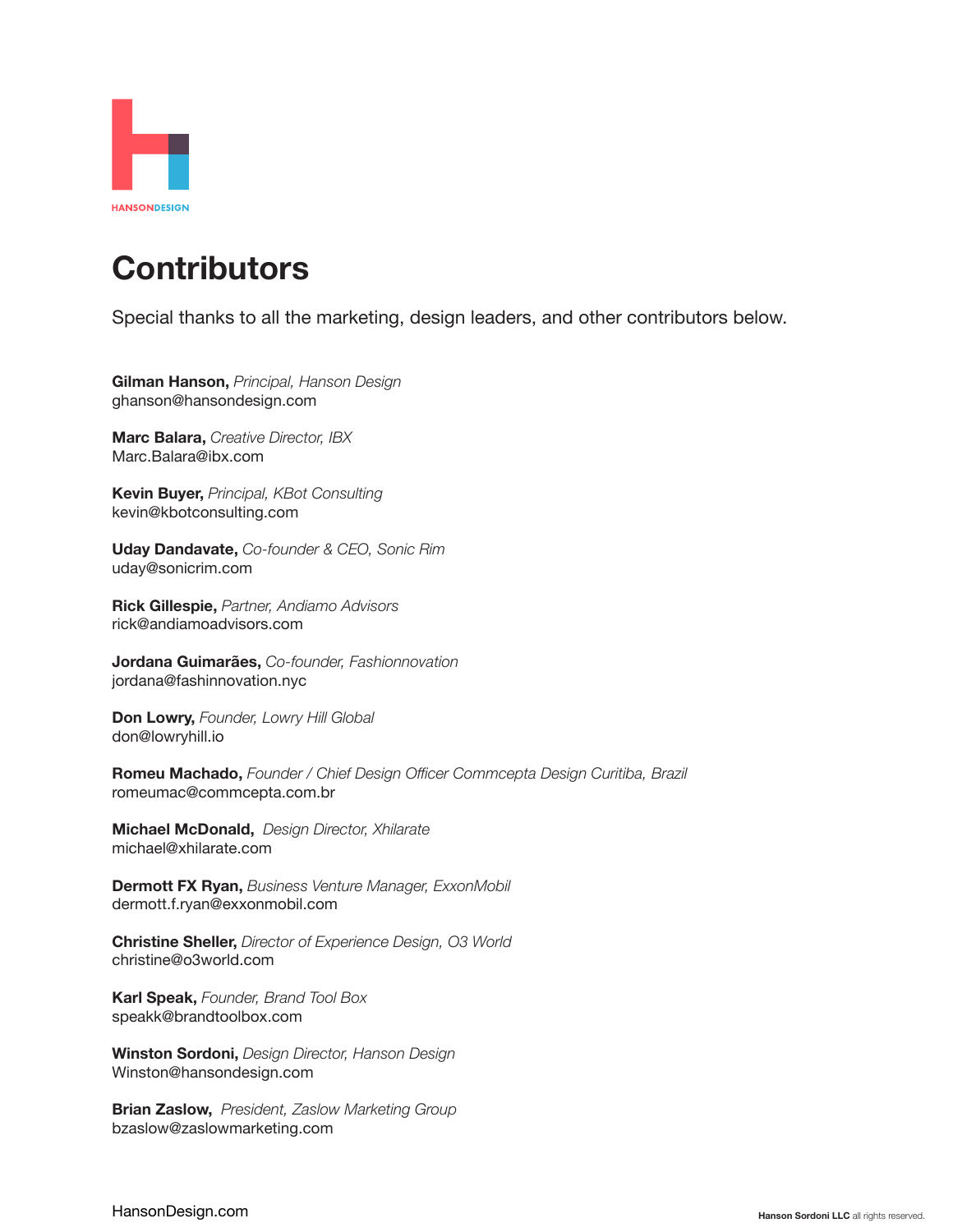HANSONDESIGN

# Contributors

Special thanks to all the marketing, design leaders, and other contributors below.

**Gilman Hanson,** *Principal, Hanson Design*
ghanson@hansondesign.com

**Marc Balara,** *Creative Director, IBX*
Marc.Balara@ibx.com

**Kevin Buyer,** *Principal, KBot Consulting*
kevin@kbotconsulting.com

**Uday Dandavate,** *Co-founder & CEO, Sonic Rim*
uday@sonicrim.com

**Rick Gillespie,** *Partner, Andiamo Advisors*
rick@andiamoadvisors.com

**Jordana Guimarães,** *Co-founder, Fashionnovation*
jordana@fashinnovation.nyc

**Don Lowry,** *Founder, Lowry Hill Global*
don@lowryhill.io

**Romeu Machado,** *Founder / Chief Design Officer Commcepta Design Curitiba, Brazil*
romeumac@commcepta.com.br

**Michael McDonald,** *Design Director, Xhilarate*
michael@xhilarate.com

**Dermott FX Ryan,** *Business Venture Manager, ExxonMobil*
dermott.f.ryan@exxonmobil.com

**Christine Sheller,** *Director of Experience Design, O3 World*
christine@o3world.com

**Karl Speak,** *Founder, Brand Tool Box*
speakk@brandtoolbox.com

**Winston Sordoni,** *Design Director, Hanson Design*
Winston@hansondesign.com

**Brian Zaslow,** *President, Zaslow Marketing Group*
bzaslow@zaslowmarketing.com

HansonDesign.com

**Hanson Sordoni LLC** all rights reserved.